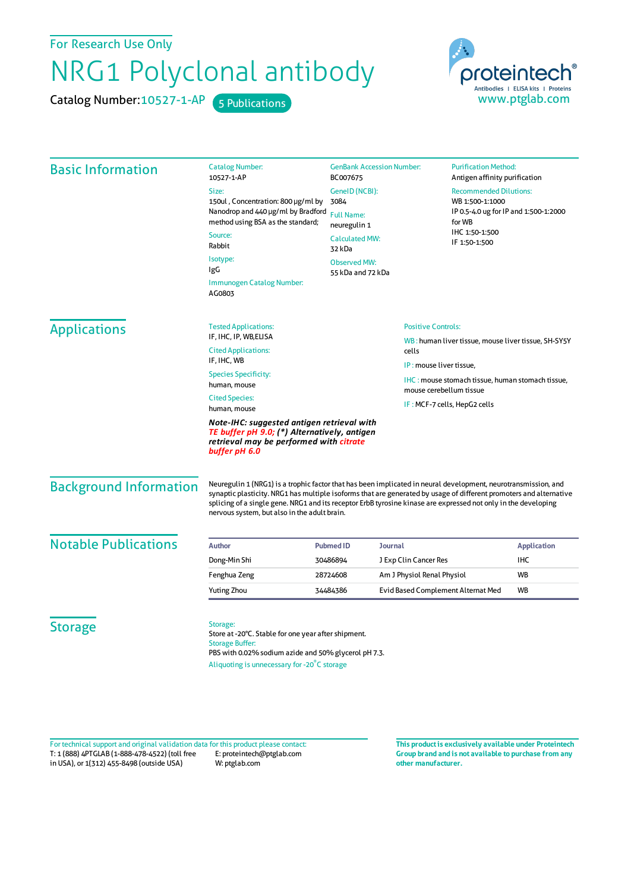For Research Use Only

# NRG1 Polyclonal antibody

Catalog Number: 10527-1-AP    5 Publications

proteintech®
Antibodies | ELISA kits | Proteins
www.ptglab.com

## Basic Information

Catalog Number:
10527-1-AP

Size:
150ul , Concentration: 800 μg/ml by Nanodrop and 440 μg/ml by Bradford method using BSA as the standard;

Source:
Rabbit

Isotype:
IgG

Immunogen Catalog Number:
AG0803

GenBank Accession Number:
BC007675

GeneID (NCBI):
3084

Full Name:
neuregulin 1

Calculated MW:
32 kDa

Observed MW:
55 kDa and 72 kDa

Purification Method:
Antigen affinity purification

Recommended Dilutions:
WB 1:500-1:1000
IP 0.5-4.0 ug for IP and 1:500-1:2000 for WB
IHC 1:50-1:500
IF 1:50-1:500

## Applications

Tested Applications:
IF, IHC, IP, WB,ELISA

Cited Applications:
IF, IHC, WB

Species Specificity:
human, mouse

Cited Species:
human, mouse

***Note-IHC: suggested antigen retrieval with TE buffer pH 9.0; (\*) Alternatively, antigen retrieval may be performed with citrate buffer pH 6.0***

Positive Controls:

WB : human liver tissue, mouse liver tissue, SH-SY5Y cells

IP : mouse liver tissue,

IHC : mouse stomach tissue, human stomach tissue, mouse cerebellum tissue

IF : MCF-7 cells, HepG2 cells

## Background Information

Neuregulin 1 (NRG1) is a trophic factor that has been implicated in neural development, neurotransmission, and synaptic plasticity. NRG1 has multiple isoforms that are generated by usage of different promoters and alternative splicing of a single gene. NRG1 and its receptor ErbB tyrosine kinase are expressed not only in the developing nervous system, but also in the adult brain.

## Notable Publications

| Author | Pubmed ID | Journal | Application |
|---|---|---|---|
| Dong-Min Shi | 30486894 | J Exp Clin Cancer Res | IHC |
| Fenghua Zeng | 28724608 | Am J Physiol Renal Physiol | WB |
| Yuting Zhou | 34484386 | Evid Based Complement Alternat Med | WB |

## Storage

Storage:
Store at -20°C. Stable for one year after shipment.
Storage Buffer:
PBS with 0.02% sodium azide and 50% glycerol pH 7.3.
Aliquoting is unnecessary for -20°C storage

For technical support and original validation data for this product please contact:
T: 1 (888) 4PTGLAB (1-888-478-4522) (toll free in USA), or 1(312) 455-8498 (outside USA)
E: proteintech@ptglab.com
W: ptglab.com

**This product is exclusively available under Proteintech Group brand and is not available to purchase from any other manufacturer.**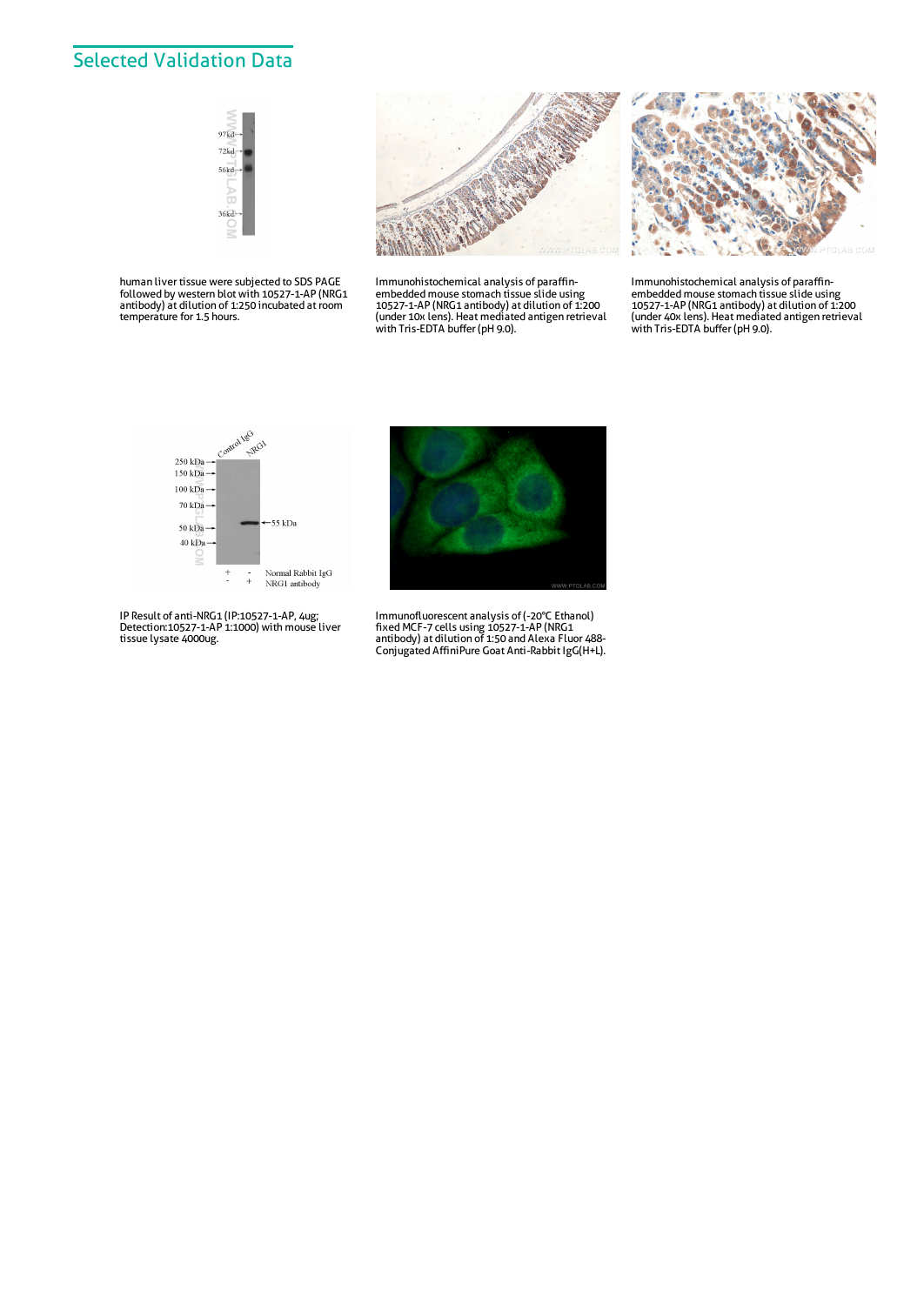## Selected Validation Data

97kd→
72kd→
56kd→
36kd→

human liver tissue were subjected to SDS PAGE followed by western blot with 10527-1-AP (NRG1 antibody) at dilution of 1:250 incubated at room temperature for 1.5 hours.

Immunohistochemical analysis of paraffin-embedded mouse stomach tissue slide using 10527-1-AP (NRG1 antibody) at dilution of 1:200 (under 10x lens). Heat mediated antigen retrieval with Tris-EDTA buffer (pH 9.0).

Immunohistochemical analysis of paraffin-embedded mouse stomach tissue slide using 10527-1-AP (NRG1 antibody) at dilution of 1:200 (under 40x lens). Heat mediated antigen retrieval with Tris-EDTA buffer (pH 9.0).

Control IgG
NRG1
250 kDa
150 kDa
100 kDa
70 kDa
50 kDa
40 kDa
←55 kDa
\+ - Normal Rabbit IgG
\- + NRG1 antibody

IP Result of anti-NRG1 (IP:10527-1-AP, 4ug; Detection:10527-1-AP 1:1000) with mouse liver tissue lysate 4000ug.

Immunofluorescent analysis of (-20°C Ethanol) fixed MCF-7 cells using 10527-1-AP (NRG1 antibody) at dilution of 1:50 and Alexa Fluor 488-Conjugated AffiniPure Goat Anti-Rabbit IgG(H+L).